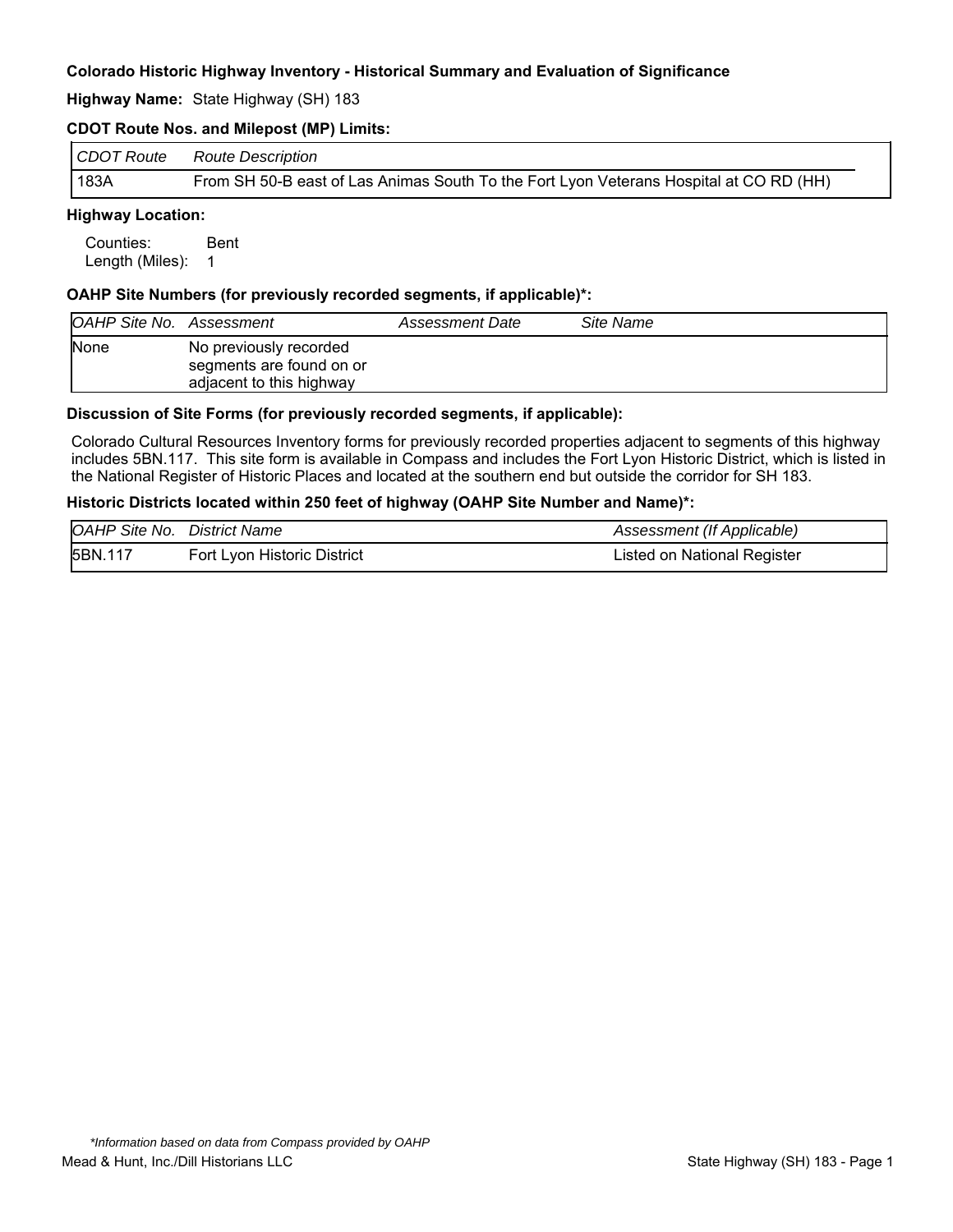**Colorado Historic Highway Inventory - Historical Summary and Evaluation of Significance**

**Highway Name:** State Highway (SH) 183

**CDOT Route Nos. and Milepost (MP) Limits:**

| *CDOT Route* | *Route Description* |
|---|---|
| 183A | From SH 50-B east of Las Animas South To the Fort Lyon Veterans Hospital at CO RD (HH) |

**Highway Location:**

Counties: Bent
Length (Miles): 1

**OAHP Site Numbers (for previously recorded segments, if applicable)\*:**

| *OAHP Site No.* | *Assessment* | *Assessment Date* | *Site Name* |
|---|---|---|---|
| None | No previously recorded segments are found on or adjacent to this highway | | |

**Discussion of Site Forms (for previously recorded segments, if applicable):**

Colorado Cultural Resources Inventory forms for previously recorded properties adjacent to segments of this highway includes 5BN.117. This site form is available in Compass and includes the Fort Lyon Historic District, which is listed in the National Register of Historic Places and located at the southern end but outside the corridor for SH 183.

**Historic Districts located within 250 feet of highway (OAHP Site Number and Name)\*:**

| *OAHP Site No.* | *District Name* | *Assessment (If Applicable)* |
|---|---|---|
| 5BN.117 | Fort Lyon Historic District | Listed on National Register |

*\*Information based on data from Compass provided by OAHP*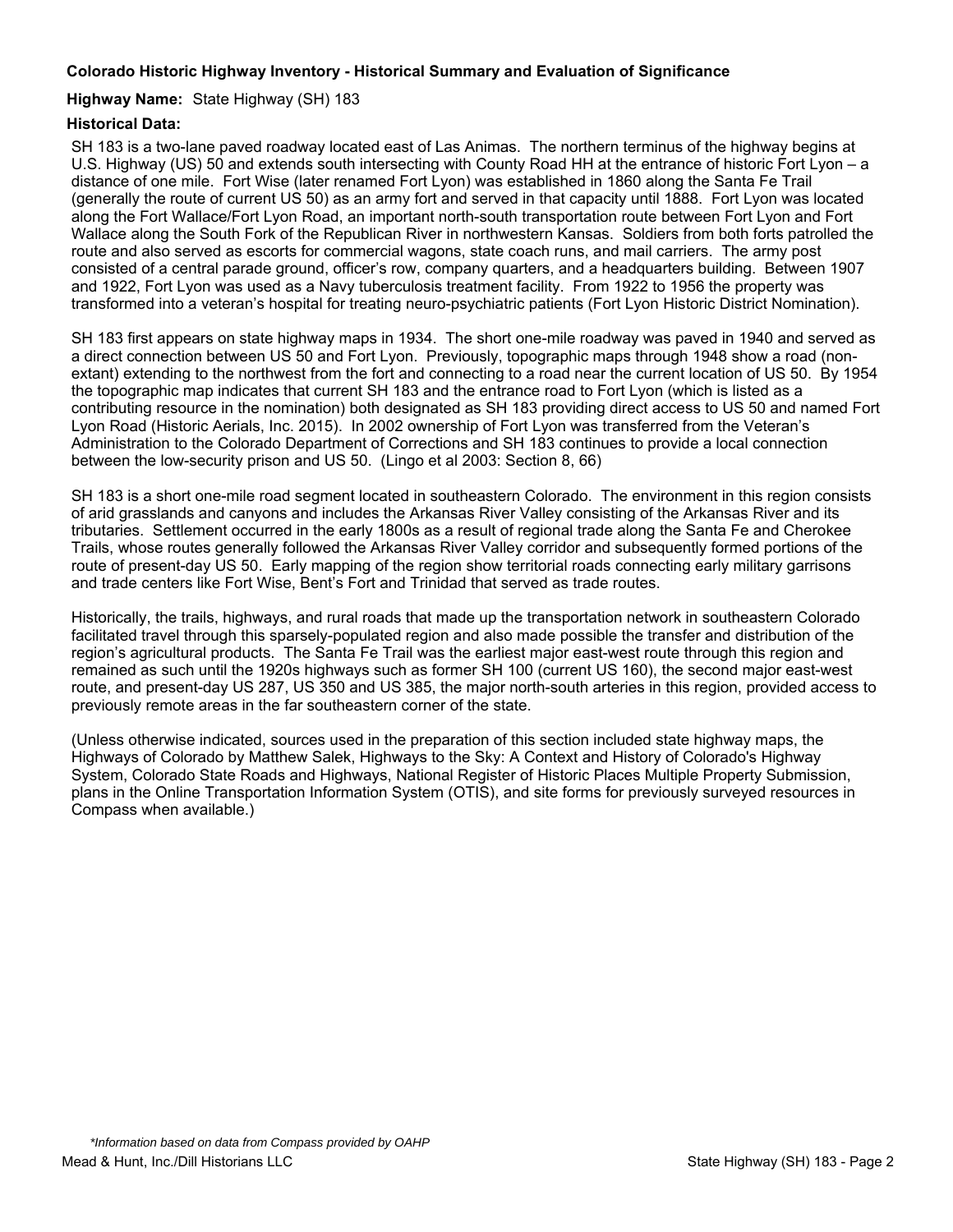**Colorado Historic Highway Inventory - Historical Summary and Evaluation of Significance**

**Highway Name:** State Highway (SH) 183

**Historical Data:**

SH 183 is a two-lane paved roadway located east of Las Animas. The northern terminus of the highway begins at U.S. Highway (US) 50 and extends south intersecting with County Road HH at the entrance of historic Fort Lyon – a distance of one mile. Fort Wise (later renamed Fort Lyon) was established in 1860 along the Santa Fe Trail (generally the route of current US 50) as an army fort and served in that capacity until 1888. Fort Lyon was located along the Fort Wallace/Fort Lyon Road, an important north-south transportation route between Fort Lyon and Fort Wallace along the South Fork of the Republican River in northwestern Kansas. Soldiers from both forts patrolled the route and also served as escorts for commercial wagons, state coach runs, and mail carriers. The army post consisted of a central parade ground, officer's row, company quarters, and a headquarters building. Between 1907 and 1922, Fort Lyon was used as a Navy tuberculosis treatment facility. From 1922 to 1956 the property was transformed into a veteran's hospital for treating neuro-psychiatric patients (Fort Lyon Historic District Nomination).

SH 183 first appears on state highway maps in 1934. The short one-mile roadway was paved in 1940 and served as a direct connection between US 50 and Fort Lyon. Previously, topographic maps through 1948 show a road (non-extant) extending to the northwest from the fort and connecting to a road near the current location of US 50. By 1954 the topographic map indicates that current SH 183 and the entrance road to Fort Lyon (which is listed as a contributing resource in the nomination) both designated as SH 183 providing direct access to US 50 and named Fort Lyon Road (Historic Aerials, Inc. 2015). In 2002 ownership of Fort Lyon was transferred from the Veteran's Administration to the Colorado Department of Corrections and SH 183 continues to provide a local connection between the low-security prison and US 50. (Lingo et al 2003: Section 8, 66)

SH 183 is a short one-mile road segment located in southeastern Colorado. The environment in this region consists of arid grasslands and canyons and includes the Arkansas River Valley consisting of the Arkansas River and its tributaries. Settlement occurred in the early 1800s as a result of regional trade along the Santa Fe and Cherokee Trails, whose routes generally followed the Arkansas River Valley corridor and subsequently formed portions of the route of present-day US 50. Early mapping of the region show territorial roads connecting early military garrisons and trade centers like Fort Wise, Bent's Fort and Trinidad that served as trade routes.

Historically, the trails, highways, and rural roads that made up the transportation network in southeastern Colorado facilitated travel through this sparsely-populated region and also made possible the transfer and distribution of the region's agricultural products. The Santa Fe Trail was the earliest major east-west route through this region and remained as such until the 1920s highways such as former SH 100 (current US 160), the second major east-west route, and present-day US 287, US 350 and US 385, the major north-south arteries in this region, provided access to previously remote areas in the far southeastern corner of the state.

(Unless otherwise indicated, sources used in the preparation of this section included state highway maps, the Highways of Colorado by Matthew Salek, Highways to the Sky: A Context and History of Colorado's Highway System, Colorado State Roads and Highways, National Register of Historic Places Multiple Property Submission, plans in the Online Transportation Information System (OTIS), and site forms for previously surveyed resources in Compass when available.)

*\*Information based on data from Compass provided by OAHP*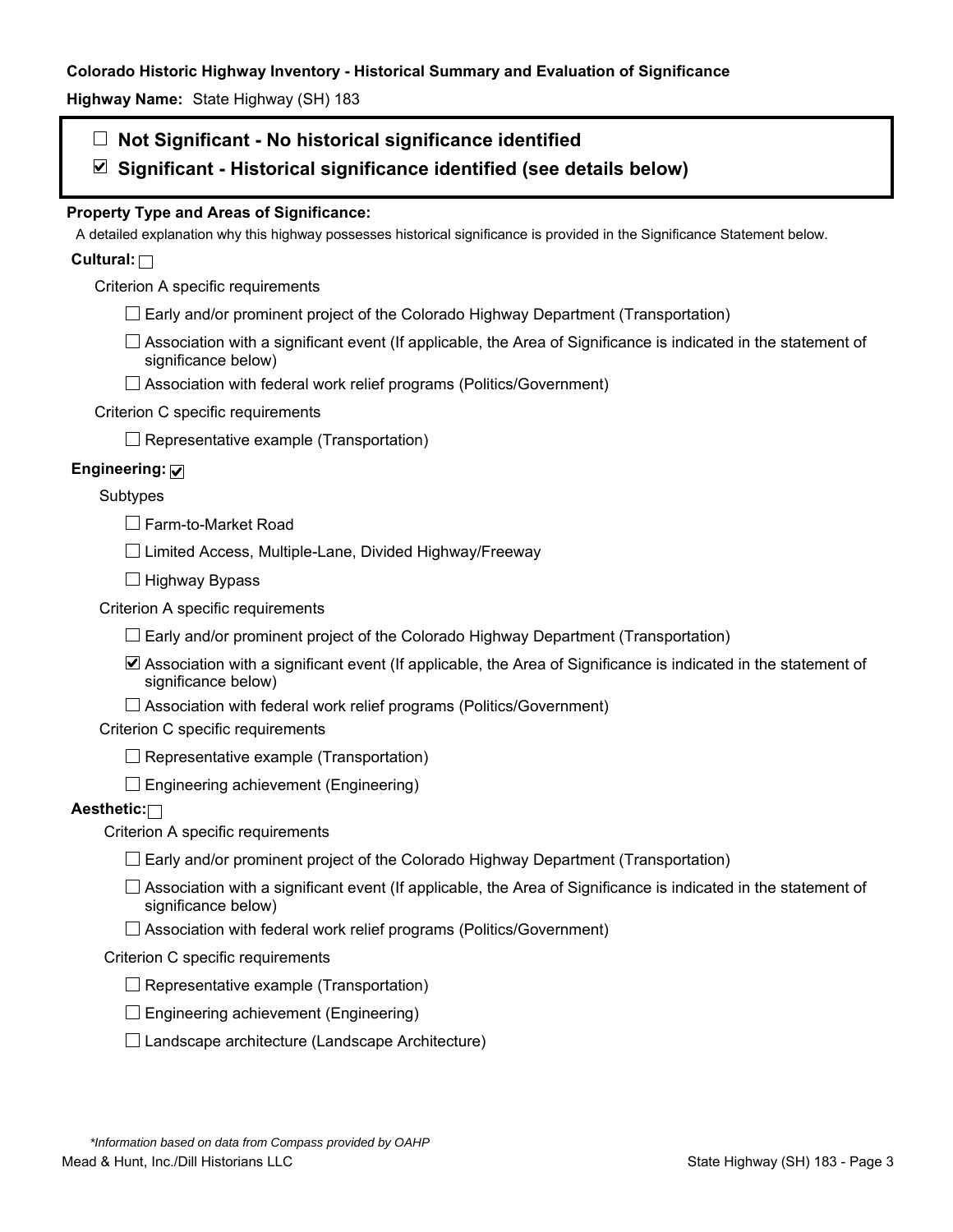**Colorado Historic Highway Inventory - Historical Summary and Evaluation of Significance**

**Highway Name:** State Highway (SH) 183

- ☐ **Not Significant - No historical significance identified**
- ☑ **Significant - Historical significance identified (see details below)**

**Property Type and Areas of Significance:**

A detailed explanation why this highway possesses historical significance is provided in the Significance Statement below.

**Cultural:** ☐

Criterion A specific requirements

- ☐ Early and/or prominent project of the Colorado Highway Department (Transportation)
- ☐ Association with a significant event (If applicable, the Area of Significance is indicated in the statement of significance below)
- ☐ Association with federal work relief programs (Politics/Government)

Criterion C specific requirements

- ☐ Representative example (Transportation)

**Engineering:** ☑

Subtypes

- ☐ Farm-to-Market Road
- ☐ Limited Access, Multiple-Lane, Divided Highway/Freeway
- ☐ Highway Bypass

Criterion A specific requirements

- ☐ Early and/or prominent project of the Colorado Highway Department (Transportation)
- ☑ Association with a significant event (If applicable, the Area of Significance is indicated in the statement of significance below)
- ☐ Association with federal work relief programs (Politics/Government)

Criterion C specific requirements

- ☐ Representative example (Transportation)
- ☐ Engineering achievement (Engineering)

**Aesthetic:** ☐

Criterion A specific requirements

- ☐ Early and/or prominent project of the Colorado Highway Department (Transportation)
- ☐ Association with a significant event (If applicable, the Area of Significance is indicated in the statement of significance below)
- ☐ Association with federal work relief programs (Politics/Government)

Criterion C specific requirements

- ☐ Representative example (Transportation)
- ☐ Engineering achievement (Engineering)
- ☐ Landscape architecture (Landscape Architecture)

*\*Information based on data from Compass provided by OAHP*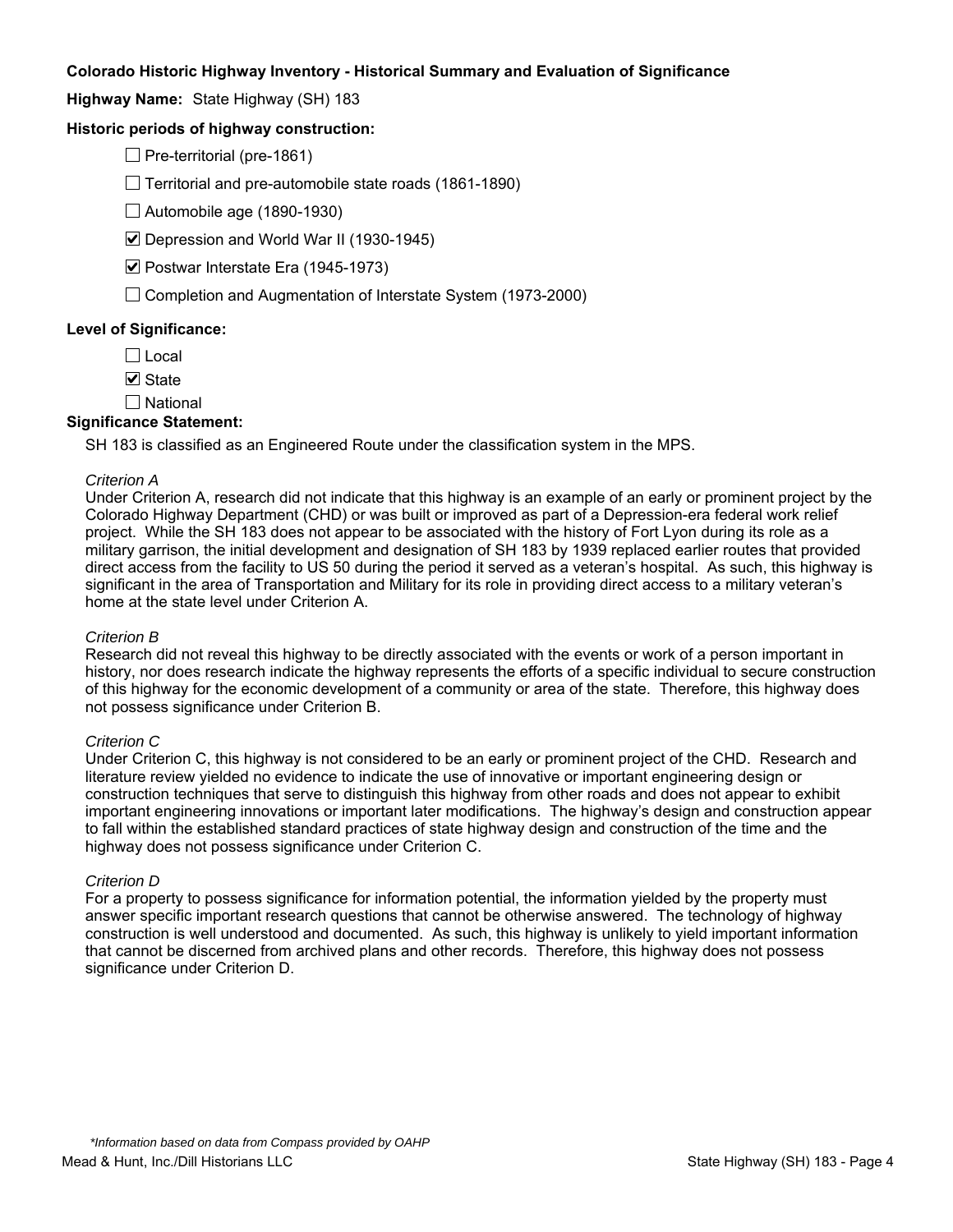**Colorado Historic Highway Inventory - Historical Summary and Evaluation of Significance**

**Highway Name:** State Highway (SH) 183

**Historic periods of highway construction:**

- ☐ Pre-territorial (pre-1861)
- ☐ Territorial and pre-automobile state roads (1861-1890)
- ☐ Automobile age (1890-1930)
- ☑ Depression and World War II (1930-1945)
- ☑ Postwar Interstate Era (1945-1973)
- ☐ Completion and Augmentation of Interstate System (1973-2000)

**Level of Significance:**

- ☐ Local
- ☑ State
- ☐ National

**Significance Statement:**

SH 183 is classified as an Engineered Route under the classification system in the MPS.

*Criterion A*

Under Criterion A, research did not indicate that this highway is an example of an early or prominent project by the Colorado Highway Department (CHD) or was built or improved as part of a Depression-era federal work relief project. While the SH 183 does not appear to be associated with the history of Fort Lyon during its role as a military garrison, the initial development and designation of SH 183 by 1939 replaced earlier routes that provided direct access from the facility to US 50 during the period it served as a veteran's hospital. As such, this highway is significant in the area of Transportation and Military for its role in providing direct access to a military veteran's home at the state level under Criterion A.

*Criterion B*

Research did not reveal this highway to be directly associated with the events or work of a person important in history, nor does research indicate the highway represents the efforts of a specific individual to secure construction of this highway for the economic development of a community or area of the state. Therefore, this highway does not possess significance under Criterion B.

*Criterion C*

Under Criterion C, this highway is not considered to be an early or prominent project of the CHD. Research and literature review yielded no evidence to indicate the use of innovative or important engineering design or construction techniques that serve to distinguish this highway from other roads and does not appear to exhibit important engineering innovations or important later modifications. The highway's design and construction appear to fall within the established standard practices of state highway design and construction of the time and the highway does not possess significance under Criterion C.

*Criterion D*

For a property to possess significance for information potential, the information yielded by the property must answer specific important research questions that cannot be otherwise answered. The technology of highway construction is well understood and documented. As such, this highway is unlikely to yield important information that cannot be discerned from archived plans and other records. Therefore, this highway does not possess significance under Criterion D.

*\*Information based on data from Compass provided by OAHP*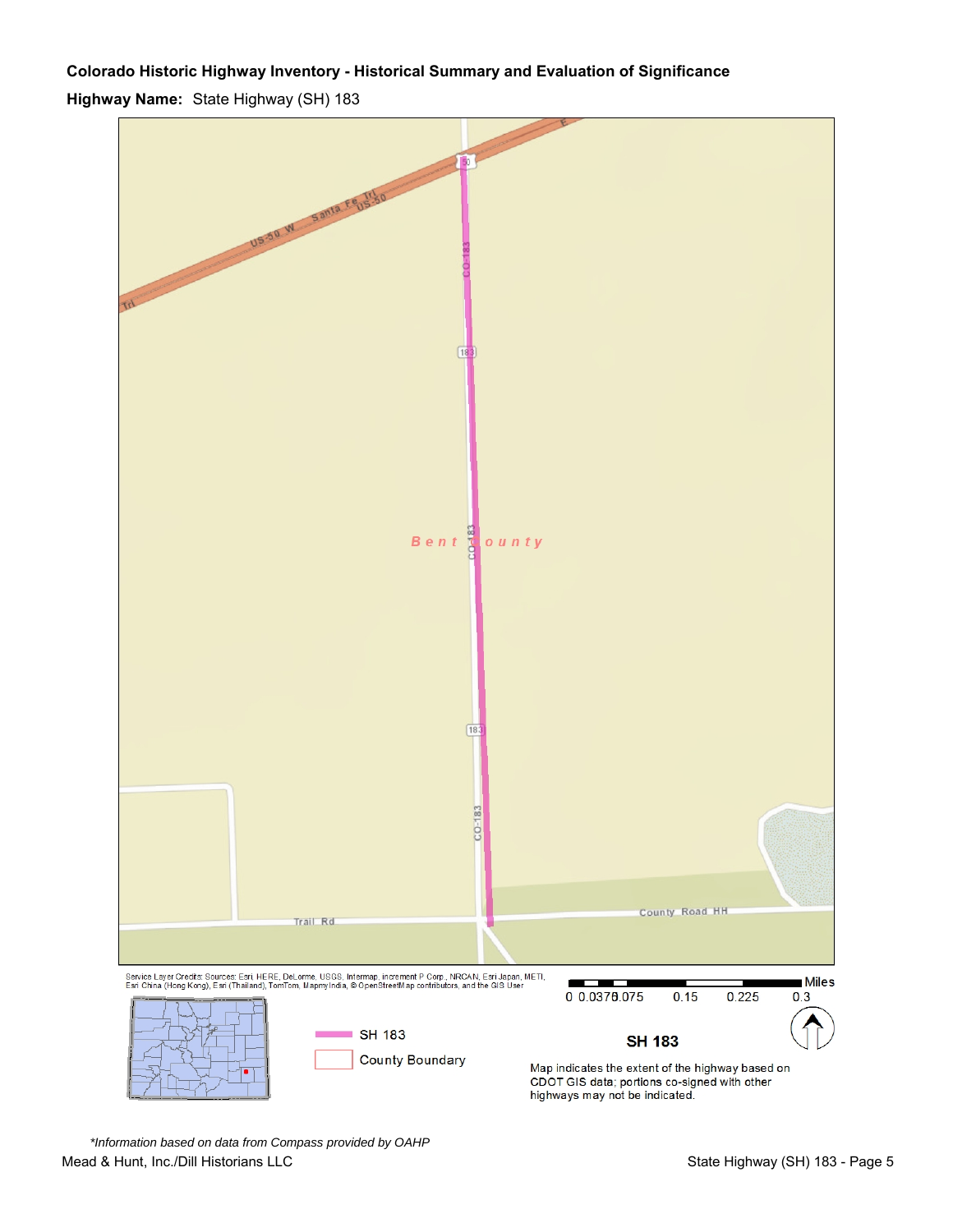**Colorado Historic Highway Inventory - Historical Summary and Evaluation of Significance**

**Highway Name:** State Highway (SH) 183

US-50 W Santa Fe Trl US-50

50

CO-183

183

Bent County

CO-183

183

CO-183

Trail Rd

County Road HH

Service Layer Credits: Sources: Esri, HERE, DeLorme, USGS, Intermap, increment P Corp., NRCAN, Esri Japan, METI, Esri China (Hong Kong), Esri (Thailand), TomTom, MapmyIndia, © OpenStreetMap contributors, and the GIS User

Miles

0 0.0375 0.075 0.15 0.225 0.3

SH 183

County Boundary

**SH 183**

Map indicates the extent of the highway based on CDOT GIS data; portions co-signed with other highways may not be indicated.

*\*Information based on data from Compass provided by OAHP*

Mead & Hunt, Inc./Dill Historians LLC